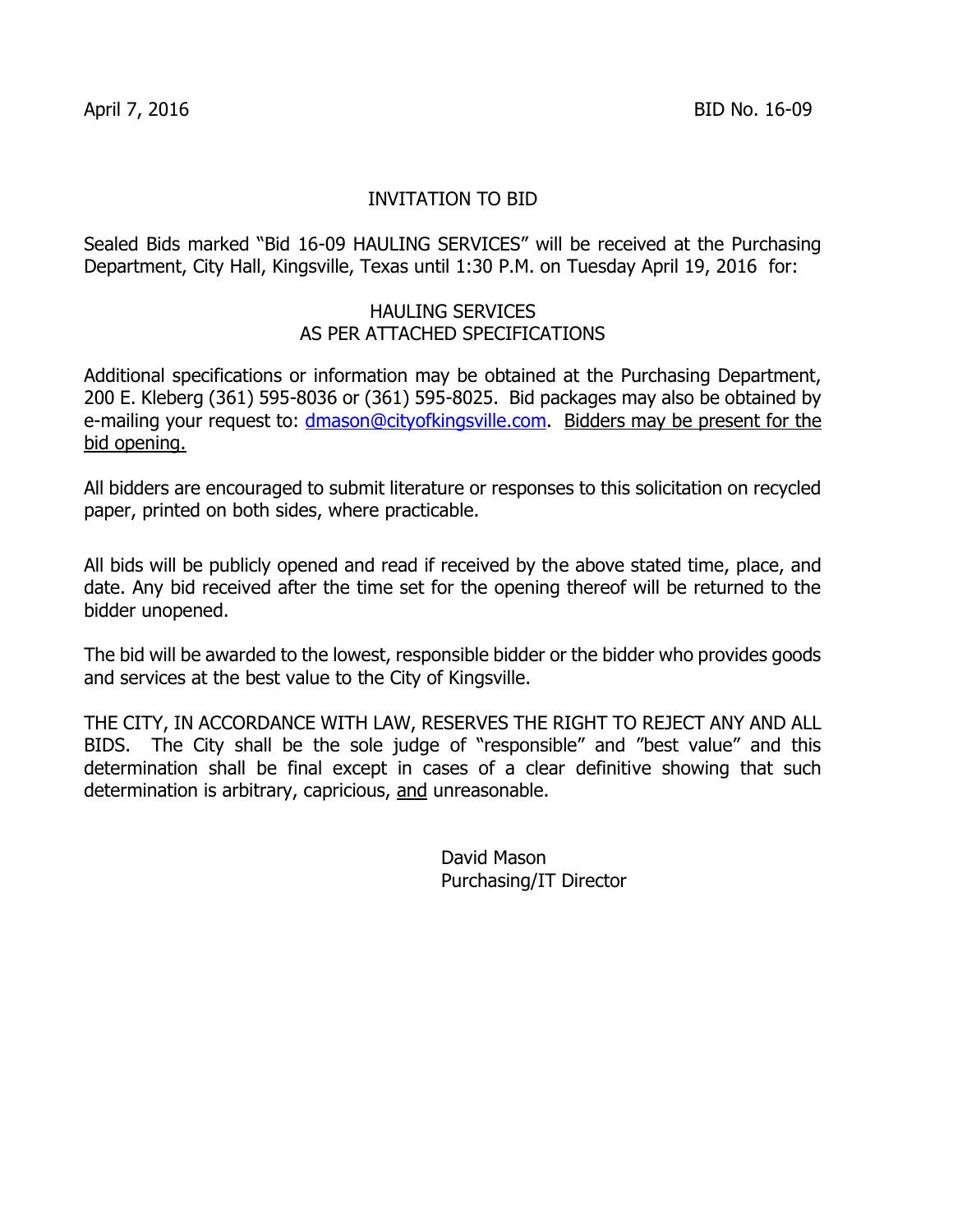April 7, 2016 BID No. 16-09

# INVITATION TO BID

Sealed Bids marked "Bid 16-09 HAULING SERVICES" will be received at the Purchasing Department, City Hall, Kingsville, Texas until 1:30 P.M. on Tuesday April 19, 2016 for:

HAULING SERVICES
AS PER ATTACHED SPECIFICATIONS

Additional specifications or information may be obtained at the Purchasing Department, 200 E. Kleberg (361) 595-8036 or (361) 595-8025. Bid packages may also be obtained by e-mailing your request to: dmason@cityofkingsville.com. Bidders may be present for the bid opening.

All bidders are encouraged to submit literature or responses to this solicitation on recycled paper, printed on both sides, where practicable.

All bids will be publicly opened and read if received by the above stated time, place, and date. Any bid received after the time set for the opening thereof will be returned to the bidder unopened.

The bid will be awarded to the lowest, responsible bidder or the bidder who provides goods and services at the best value to the City of Kingsville.

THE CITY, IN ACCORDANCE WITH LAW, RESERVES THE RIGHT TO REJECT ANY AND ALL BIDS. The City shall be the sole judge of "responsible" and "best value" and this determination shall be final except in cases of a clear definitive showing that such determination is arbitrary, capricious, and unreasonable.

David Mason
Purchasing/IT Director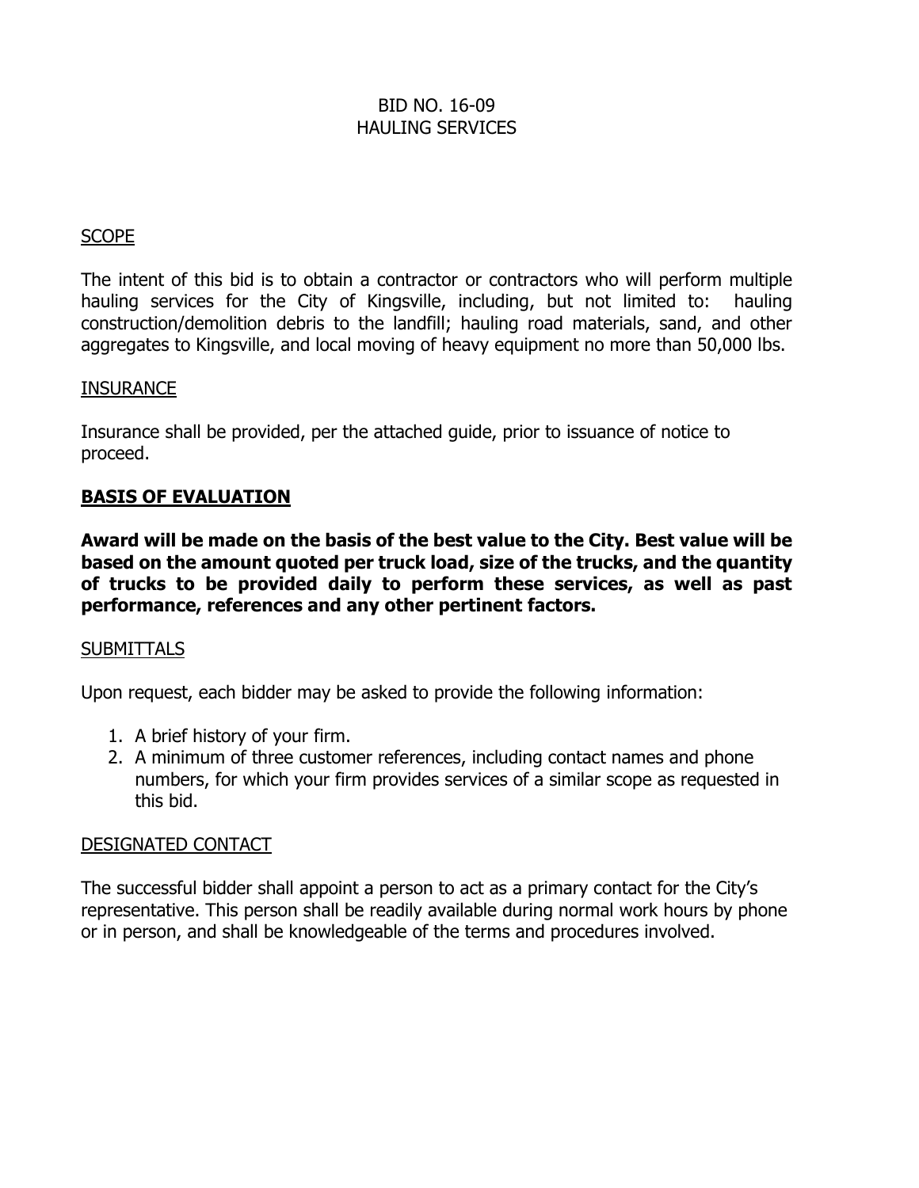# BID NO. 16-09
# HAULING SERVICES

## SCOPE

The intent of this bid is to obtain a contractor or contractors who will perform multiple hauling services for the City of Kingsville, including, but not limited to: hauling construction/demolition debris to the landfill; hauling road materials, sand, and other aggregates to Kingsville, and local moving of heavy equipment no more than 50,000 lbs.

## INSURANCE

Insurance shall be provided, per the attached guide, prior to issuance of notice to proceed.

## BASIS OF EVALUATION

**Award will be made on the basis of the best value to the City. Best value will be based on the amount quoted per truck load, size of the trucks, and the quantity of trucks to be provided daily to perform these services, as well as past performance, references and any other pertinent factors.**

## SUBMITTALS

Upon request, each bidder may be asked to provide the following information:

1. A brief history of your firm.
2. A minimum of three customer references, including contact names and phone numbers, for which your firm provides services of a similar scope as requested in this bid.

## DESIGNATED CONTACT

The successful bidder shall appoint a person to act as a primary contact for the City's representative. This person shall be readily available during normal work hours by phone or in person, and shall be knowledgeable of the terms and procedures involved.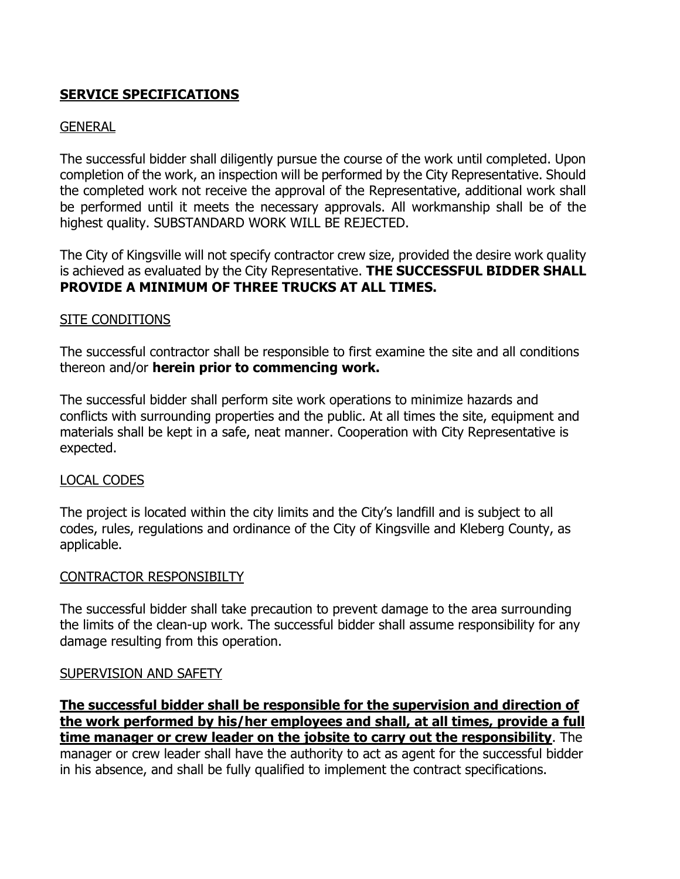## SERVICE SPECIFICATIONS

### GENERAL

The successful bidder shall diligently pursue the course of the work until completed. Upon completion of the work, an inspection will be performed by the City Representative. Should the completed work not receive the approval of the Representative, additional work shall be performed until it meets the necessary approvals. All workmanship shall be of the highest quality. SUBSTANDARD WORK WILL BE REJECTED.

The City of Kingsville will not specify contractor crew size, provided the desire work quality is achieved as evaluated by the City Representative. **THE SUCCESSFUL BIDDER SHALL PROVIDE A MINIMUM OF THREE TRUCKS AT ALL TIMES.**

### SITE CONDITIONS

The successful contractor shall be responsible to first examine the site and all conditions thereon and/or **herein prior to commencing work.**

The successful bidder shall perform site work operations to minimize hazards and conflicts with surrounding properties and the public. At all times the site, equipment and materials shall be kept in a safe, neat manner. Cooperation with City Representative is expected.

### LOCAL CODES

The project is located within the city limits and the City's landfill and is subject to all codes, rules, regulations and ordinance of the City of Kingsville and Kleberg County, as applicable.

### CONTRACTOR RESPONSIBILTY

The successful bidder shall take precaution to prevent damage to the area surrounding the limits of the clean-up work. The successful bidder shall assume responsibility for any damage resulting from this operation.

### SUPERVISION AND SAFETY

**The successful bidder shall be responsible for the supervision and direction of the work performed by his/her employees and shall, at all times, provide a full time manager or crew leader on the jobsite to carry out the responsibility**. The manager or crew leader shall have the authority to act as agent for the successful bidder in his absence, and shall be fully qualified to implement the contract specifications.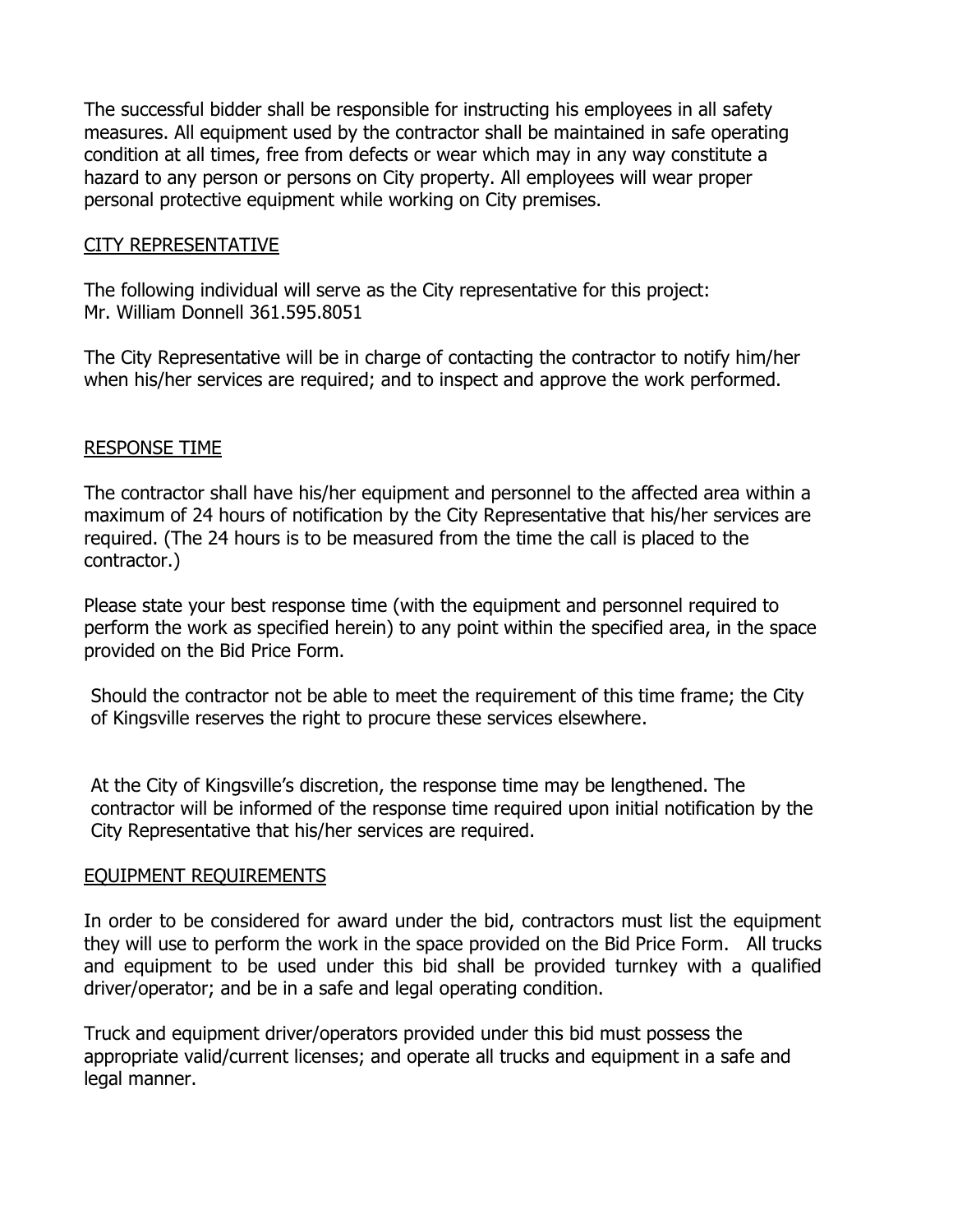The successful bidder shall be responsible for instructing his employees in all safety measures. All equipment used by the contractor shall be maintained in safe operating condition at all times, free from defects or wear which may in any way constitute a hazard to any person or persons on City property. All employees will wear proper personal protective equipment while working on City premises.

## CITY REPRESENTATIVE

The following individual will serve as the City representative for this project:
Mr. William Donnell 361.595.8051

The City Representative will be in charge of contacting the contractor to notify him/her when his/her services are required; and to inspect and approve the work performed.

## RESPONSE TIME

The contractor shall have his/her equipment and personnel to the affected area within a maximum of 24 hours of notification by the City Representative that his/her services are required. (The 24 hours is to be measured from the time the call is placed to the contractor.)

Please state your best response time (with the equipment and personnel required to perform the work as specified herein) to any point within the specified area, in the space provided on the Bid Price Form.

Should the contractor not be able to meet the requirement of this time frame; the City of Kingsville reserves the right to procure these services elsewhere.

At the City of Kingsville's discretion, the response time may be lengthened. The contractor will be informed of the response time required upon initial notification by the City Representative that his/her services are required.

## EQUIPMENT REQUIREMENTS

In order to be considered for award under the bid, contractors must list the equipment they will use to perform the work in the space provided on the Bid Price Form. All trucks and equipment to be used under this bid shall be provided turnkey with a qualified driver/operator; and be in a safe and legal operating condition.

Truck and equipment driver/operators provided under this bid must possess the appropriate valid/current licenses; and operate all trucks and equipment in a safe and legal manner.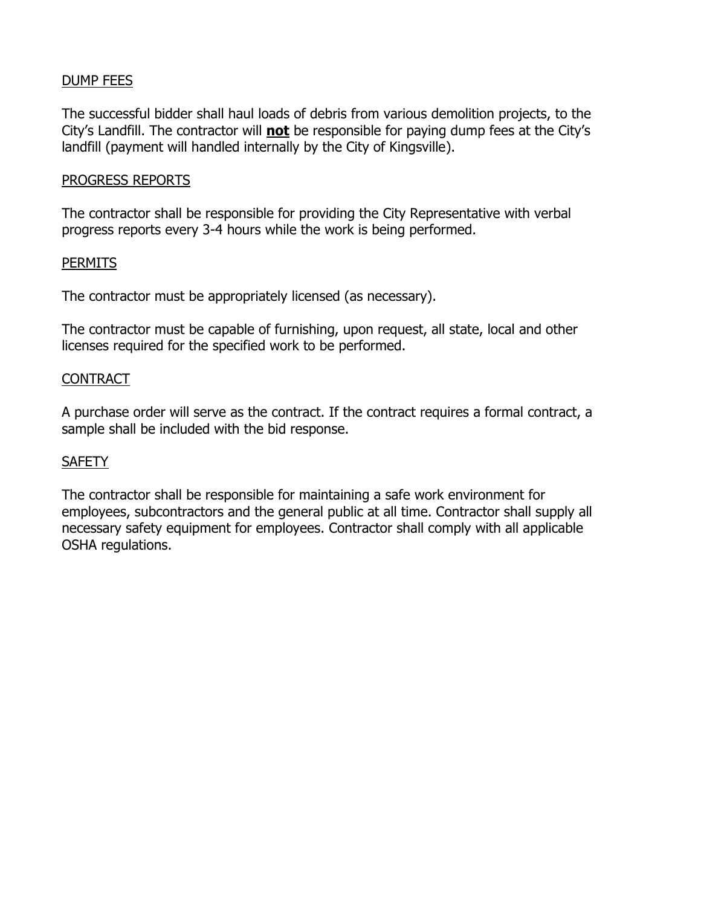DUMP FEES

The successful bidder shall haul loads of debris from various demolition projects, to the City's Landfill. The contractor will **not** be responsible for paying dump fees at the City's landfill (payment will handled internally by the City of Kingsville).

PROGRESS REPORTS

The contractor shall be responsible for providing the City Representative with verbal progress reports every 3-4 hours while the work is being performed.

PERMITS

The contractor must be appropriately licensed (as necessary).

The contractor must be capable of furnishing, upon request, all state, local and other licenses required for the specified work to be performed.

CONTRACT

A purchase order will serve as the contract. If the contract requires a formal contract, a sample shall be included with the bid response.

SAFETY

The contractor shall be responsible for maintaining a safe work environment for employees, subcontractors and the general public at all time. Contractor shall supply all necessary safety equipment for employees. Contractor shall comply with all applicable OSHA regulations.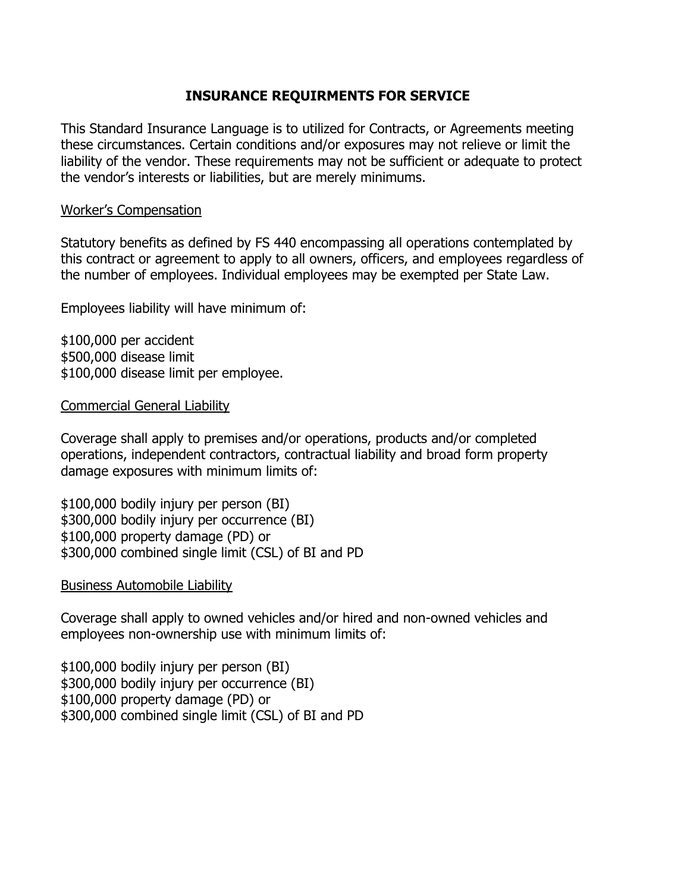## INSURANCE REQUIRMENTS FOR SERVICE

This Standard Insurance Language is to utilized for Contracts, or Agreements meeting these circumstances. Certain conditions and/or exposures may not relieve or limit the liability of the vendor. These requirements may not be sufficient or adequate to protect the vendor's interests or liabilities, but are merely minimums.

<u>Worker's Compensation</u>

Statutory benefits as defined by FS 440 encompassing all operations contemplated by this contract or agreement to apply to all owners, officers, and employees regardless of the number of employees. Individual employees may be exempted per State Law.

Employees liability will have minimum of:

$100,000 per accident  
$500,000 disease limit  
$100,000 disease limit per employee.

<u>Commercial General Liability</u>

Coverage shall apply to premises and/or operations, products and/or completed operations, independent contractors, contractual liability and broad form property damage exposures with minimum limits of:

$100,000 bodily injury per person (BI)  
$300,000 bodily injury per occurrence (BI)  
$100,000 property damage (PD) or  
$300,000 combined single limit (CSL) of BI and PD

<u>Business Automobile Liability</u>

Coverage shall apply to owned vehicles and/or hired and non-owned vehicles and employees non-ownership use with minimum limits of:

$100,000 bodily injury per person (BI)  
$300,000 bodily injury per occurrence (BI)  
$100,000 property damage (PD) or  
$300,000 combined single limit (CSL) of BI and PD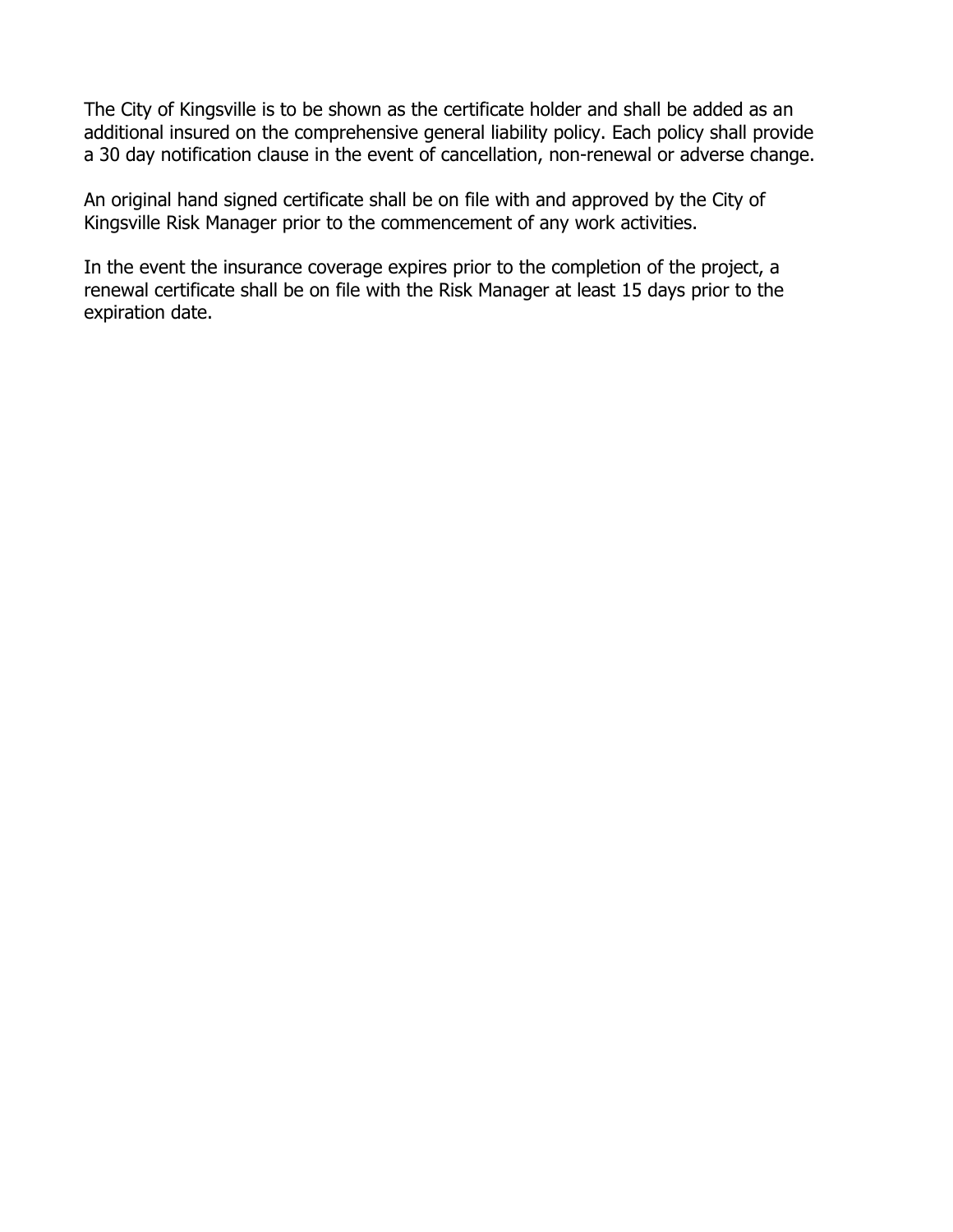The City of Kingsville is to be shown as the certificate holder and shall be added as an additional insured on the comprehensive general liability policy. Each policy shall provide a 30 day notification clause in the event of cancellation, non-renewal or adverse change.

An original hand signed certificate shall be on file with and approved by the City of Kingsville Risk Manager prior to the commencement of any work activities.

In the event the insurance coverage expires prior to the completion of the project, a renewal certificate shall be on file with the Risk Manager at least 15 days prior to the expiration date.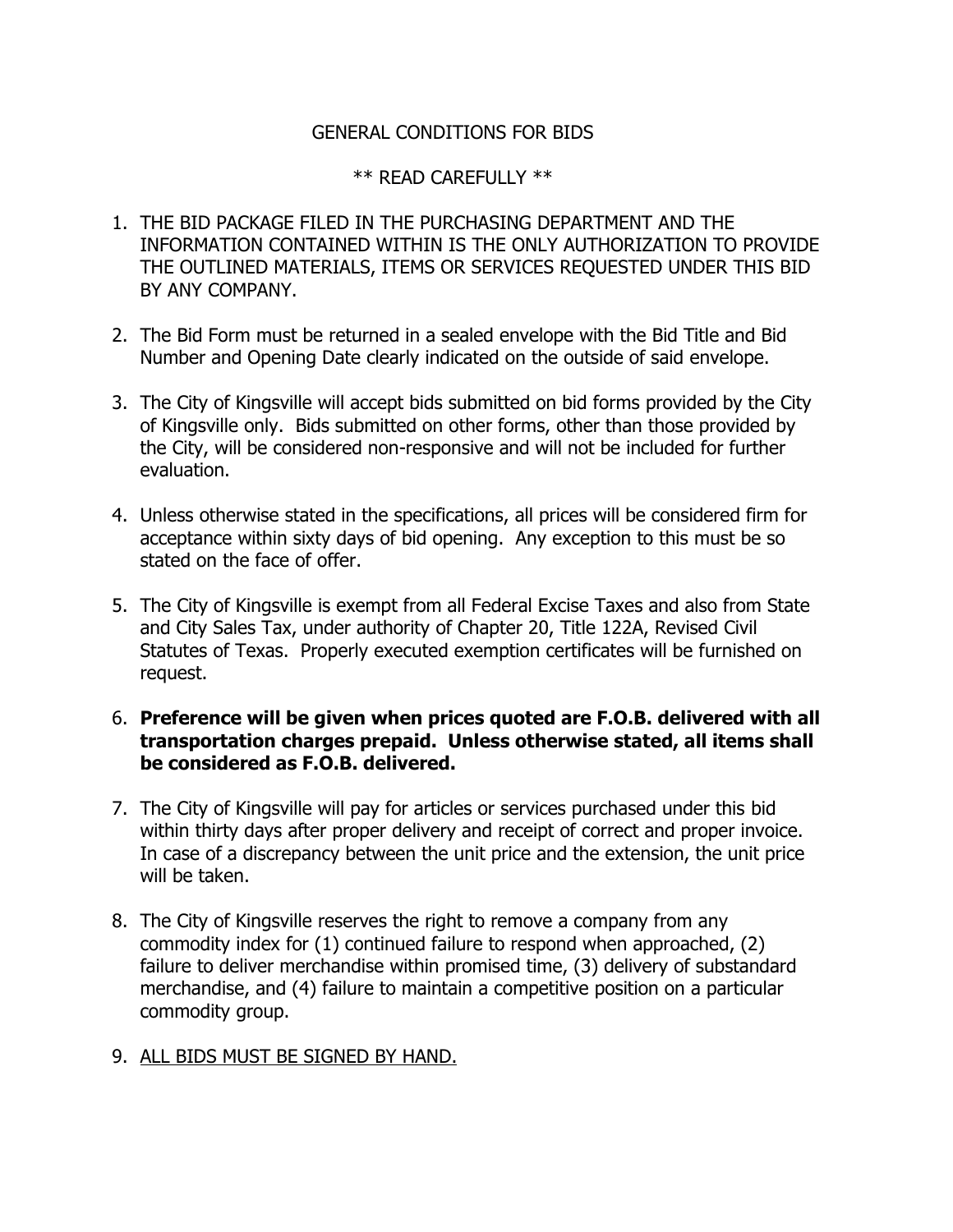# GENERAL CONDITIONS FOR BIDS

** READ CAREFULLY **

1. THE BID PACKAGE FILED IN THE PURCHASING DEPARTMENT AND THE INFORMATION CONTAINED WITHIN IS THE ONLY AUTHORIZATION TO PROVIDE THE OUTLINED MATERIALS, ITEMS OR SERVICES REQUESTED UNDER THIS BID BY ANY COMPANY.

2. The Bid Form must be returned in a sealed envelope with the Bid Title and Bid Number and Opening Date clearly indicated on the outside of said envelope.

3. The City of Kingsville will accept bids submitted on bid forms provided by the City of Kingsville only. Bids submitted on other forms, other than those provided by the City, will be considered non-responsive and will not be included for further evaluation.

4. Unless otherwise stated in the specifications, all prices will be considered firm for acceptance within sixty days of bid opening. Any exception to this must be so stated on the face of offer.

5. The City of Kingsville is exempt from all Federal Excise Taxes and also from State and City Sales Tax, under authority of Chapter 20, Title 122A, Revised Civil Statutes of Texas. Properly executed exemption certificates will be furnished on request.

6. **Preference will be given when prices quoted are F.O.B. delivered with all transportation charges prepaid. Unless otherwise stated, all items shall be considered as F.O.B. delivered.**

7. The City of Kingsville will pay for articles or services purchased under this bid within thirty days after proper delivery and receipt of correct and proper invoice. In case of a discrepancy between the unit price and the extension, the unit price will be taken.

8. The City of Kingsville reserves the right to remove a company from any commodity index for (1) continued failure to respond when approached, (2) failure to deliver merchandise within promised time, (3) delivery of substandard merchandise, and (4) failure to maintain a competitive position on a particular commodity group.

9. <u>ALL BIDS MUST BE SIGNED BY HAND.</u>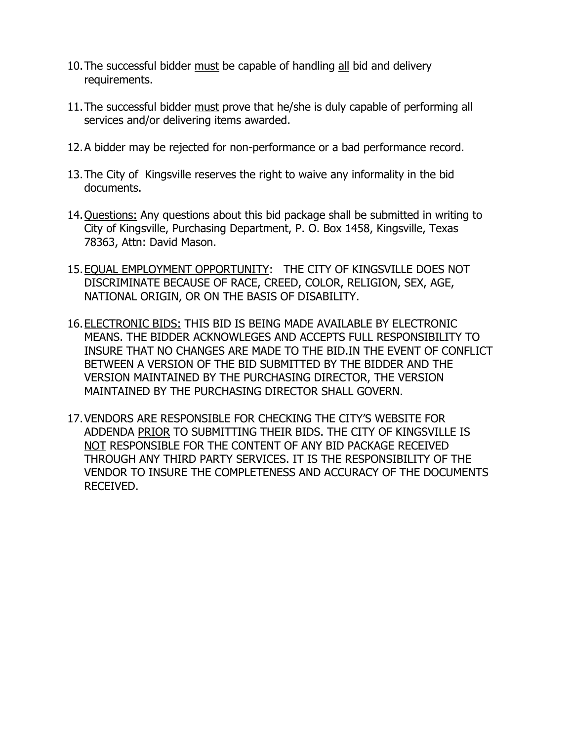10. The successful bidder <u>must</u> be capable of handling <u>all</u> bid and delivery requirements.

11. The successful bidder <u>must</u> prove that he/she is duly capable of performing all services and/or delivering items awarded.

12. A bidder may be rejected for non-performance or a bad performance record.

13. The City of Kingsville reserves the right to waive any informality in the bid documents.

14. <u>Questions:</u> Any questions about this bid package shall be submitted in writing to City of Kingsville, Purchasing Department, P. O. Box 1458, Kingsville, Texas 78363, Attn: David Mason.

15. <u>EQUAL EMPLOYMENT OPPORTUNITY</u>: THE CITY OF KINGSVILLE DOES NOT DISCRIMINATE BECAUSE OF RACE, CREED, COLOR, RELIGION, SEX, AGE, NATIONAL ORIGIN, OR ON THE BASIS OF DISABILITY.

16. <u>ELECTRONIC BIDS:</u> THIS BID IS BEING MADE AVAILABLE BY ELECTRONIC MEANS. THE BIDDER ACKNOWLEGES AND ACCEPTS FULL RESPONSIBILITY TO INSURE THAT NO CHANGES ARE MADE TO THE BID.IN THE EVENT OF CONFLICT BETWEEN A VERSION OF THE BID SUBMITTED BY THE BIDDER AND THE VERSION MAINTAINED BY THE PURCHASING DIRECTOR, THE VERSION MAINTAINED BY THE PURCHASING DIRECTOR SHALL GOVERN.

17. VENDORS ARE RESPONSIBLE FOR CHECKING THE CITY'S WEBSITE FOR ADDENDA <u>PRIOR</u> TO SUBMITTING THEIR BIDS. THE CITY OF KINGSVILLE IS <u>NOT</u> RESPONSIBLE FOR THE CONTENT OF ANY BID PACKAGE RECEIVED THROUGH ANY THIRD PARTY SERVICES. IT IS THE RESPONSIBILITY OF THE VENDOR TO INSURE THE COMPLETENESS AND ACCURACY OF THE DOCUMENTS RECEIVED.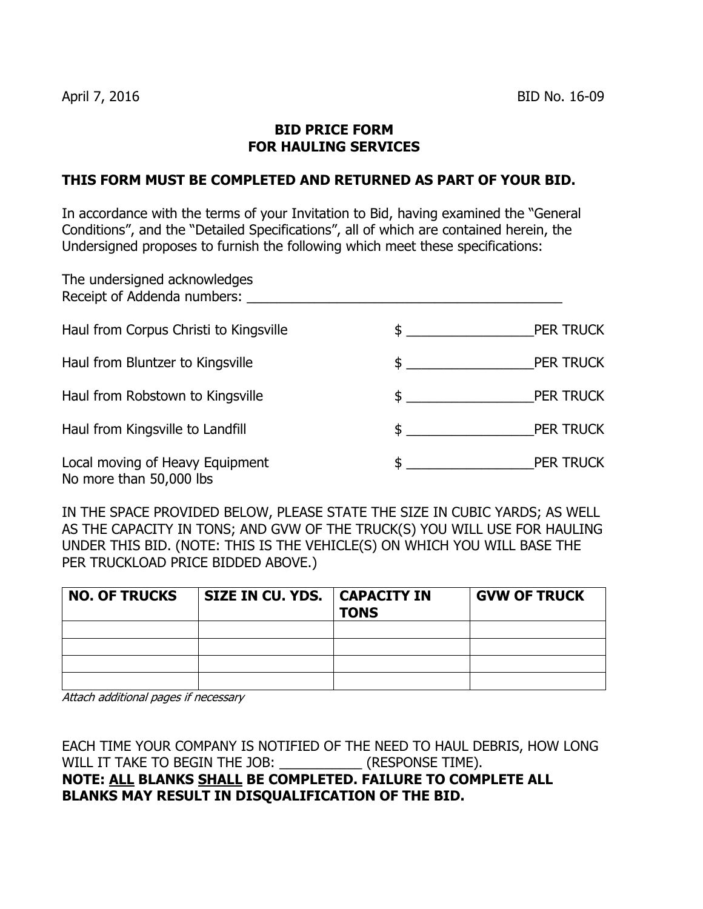April 7, 2016 BID No. 16-09

**BID PRICE FORM**
**FOR HAULING SERVICES**

**THIS FORM MUST BE COMPLETED AND RETURNED AS PART OF YOUR BID.**

In accordance with the terms of your Invitation to Bid, having examined the "General Conditions", and the "Detailed Specifications", all of which are contained herein, the Undersigned proposes to furnish the following which meet these specifications:

The undersigned acknowledges
Receipt of Addenda numbers: ___________________________________________

Haul from Corpus Christi to Kingsville $ _________________PER TRUCK

Haul from Bluntzer to Kingsville $ _________________PER TRUCK

Haul from Robstown to Kingsville $ _________________PER TRUCK

Haul from Kingsville to Landfill $ _________________PER TRUCK

Local moving of Heavy Equipment
No more than 50,000 lbs $ _________________PER TRUCK

IN THE SPACE PROVIDED BELOW, PLEASE STATE THE SIZE IN CUBIC YARDS; AS WELL AS THE CAPACITY IN TONS; AND GVW OF THE TRUCK(S) YOU WILL USE FOR HAULING UNDER THIS BID. (NOTE: THIS IS THE VEHICLE(S) ON WHICH YOU WILL BASE THE PER TRUCKLOAD PRICE BIDDED ABOVE.)

| NO. OF TRUCKS | SIZE IN CU. YDS. | CAPACITY IN TONS | GVW OF TRUCK |
|---|---|---|---|
| | | | |
| | | | |
| | | | |
| | | | |

*Attach additional pages if necessary*

EACH TIME YOUR COMPANY IS NOTIFIED OF THE NEED TO HAUL DEBRIS, HOW LONG WILL IT TAKE TO BEGIN THE JOB: ___________ (RESPONSE TIME).

**NOTE: <u>ALL</u> BLANKS <u>SHALL</u> BE COMPLETED. FAILURE TO COMPLETE ALL BLANKS MAY RESULT IN DISQUALIFICATION OF THE BID.**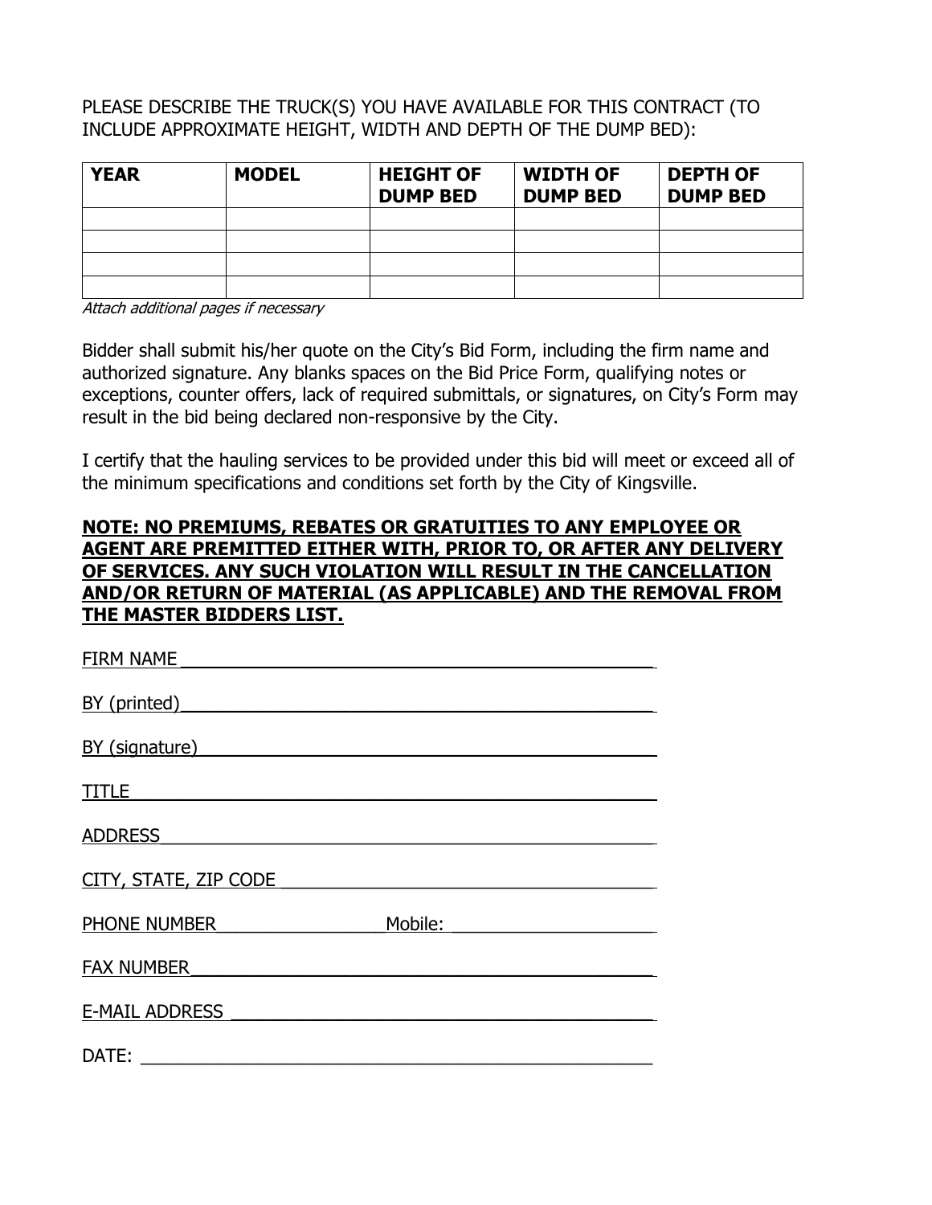PLEASE DESCRIBE THE TRUCK(S) YOU HAVE AVAILABLE FOR THIS CONTRACT (TO INCLUDE APPROXIMATE HEIGHT, WIDTH AND DEPTH OF THE DUMP BED):

| YEAR | MODEL | HEIGHT OF DUMP BED | WIDTH OF DUMP BED | DEPTH OF DUMP BED |
|---|---|---|---|---|
| | | | | |
| | | | | |
| | | | | |
| | | | | |

*Attach additional pages if necessary*

Bidder shall submit his/her quote on the City's Bid Form, including the firm name and authorized signature. Any blanks spaces on the Bid Price Form, qualifying notes or exceptions, counter offers, lack of required submittals, or signatures, on City's Form may result in the bid being declared non-responsive by the City.

I certify that the hauling services to be provided under this bid will meet or exceed all of the minimum specifications and conditions set forth by the City of Kingsville.

**NOTE: NO PREMIUMS, REBATES OR GRATUITIES TO ANY EMPLOYEE OR AGENT ARE PREMITTED EITHER WITH, PRIOR TO, OR AFTER ANY DELIVERY OF SERVICES. ANY SUCH VIOLATION WILL RESULT IN THE CANCELLATION AND/OR RETURN OF MATERIAL (AS APPLICABLE) AND THE REMOVAL FROM THE MASTER BIDDERS LIST.**

FIRM NAME ______________________________________________

BY (printed)______________________________________________

BY (signature)____________________________________________

TITLE___________________________________________________

ADDRESS_________________________________________________

CITY, STATE, ZIP CODE _____________________________________

PHONE NUMBER________________Mobile: ____________________

FAX NUMBER_____________________________________________

E-MAIL ADDRESS _________________________________________

DATE: ___________________________________________________